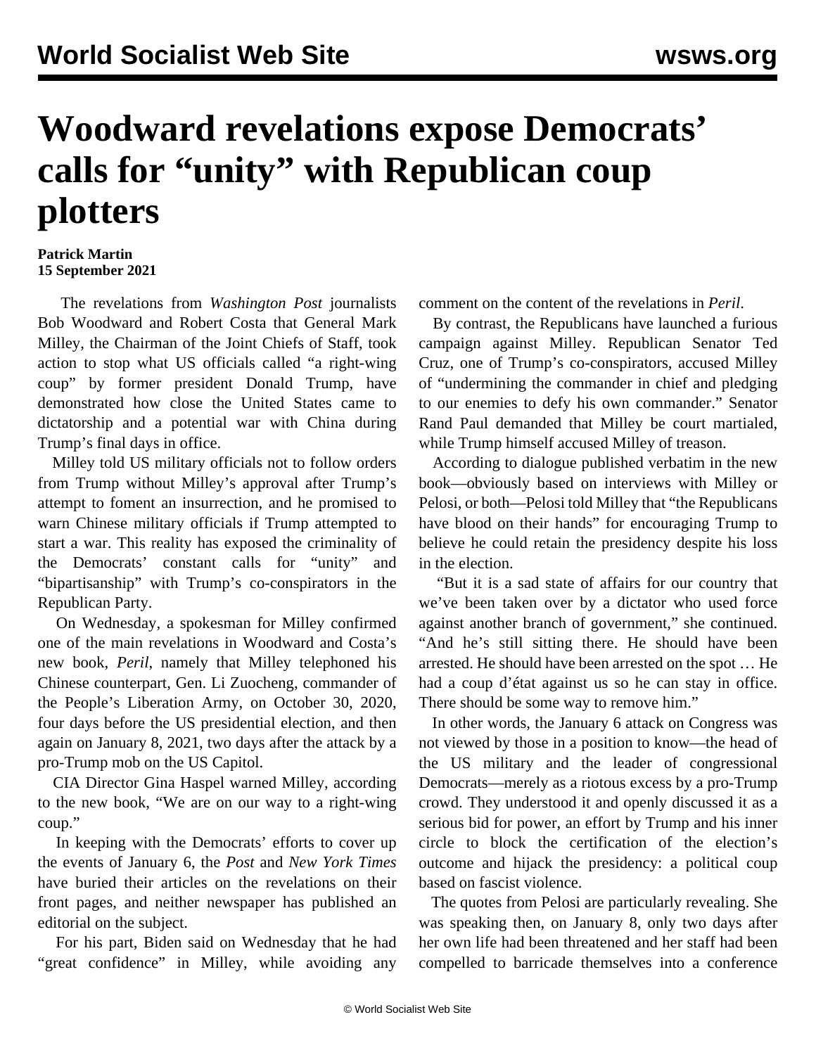# Woodward revelations expose Democrats' calls for "unity" with Republican coup plotters

**Patrick Martin**
**15 September 2021**

The revelations from *Washington Post* journalists Bob Woodward and Robert Costa that General Mark Milley, the Chairman of the Joint Chiefs of Staff, took action to stop what US officials called "a right-wing coup" by former president Donald Trump, have demonstrated how close the United States came to dictatorship and a potential war with China during Trump's final days in office.

Milley told US military officials not to follow orders from Trump without Milley's approval after Trump's attempt to foment an insurrection, and he promised to warn Chinese military officials if Trump attempted to start a war. This reality has exposed the criminality of the Democrats' constant calls for "unity" and "bipartisanship" with Trump's co-conspirators in the Republican Party.

On Wednesday, a spokesman for Milley confirmed one of the main revelations in Woodward and Costa's new book, *Peril*, namely that Milley telephoned his Chinese counterpart, Gen. Li Zuocheng, commander of the People's Liberation Army, on October 30, 2020, four days before the US presidential election, and then again on January 8, 2021, two days after the attack by a pro-Trump mob on the US Capitol.

CIA Director Gina Haspel warned Milley, according to the new book, "We are on our way to a right-wing coup."

In keeping with the Democrats' efforts to cover up the events of January 6, the *Post* and *New York Times* have buried their articles on the revelations on their front pages, and neither newspaper has published an editorial on the subject.

For his part, Biden said on Wednesday that he had "great confidence" in Milley, while avoiding any comment on the content of the revelations in *Peril*.

By contrast, the Republicans have launched a furious campaign against Milley. Republican Senator Ted Cruz, one of Trump's co-conspirators, accused Milley of "undermining the commander in chief and pledging to our enemies to defy his own commander." Senator Rand Paul demanded that Milley be court martialed, while Trump himself accused Milley of treason.

According to dialogue published verbatim in the new book—obviously based on interviews with Milley or Pelosi, or both—Pelosi told Milley that "the Republicans have blood on their hands" for encouraging Trump to believe he could retain the presidency despite his loss in the election.

"But it is a sad state of affairs for our country that we've been taken over by a dictator who used force against another branch of government," she continued. "And he's still sitting there. He should have been arrested. He should have been arrested on the spot … He had a coup d'état against us so he can stay in office. There should be some way to remove him."

In other words, the January 6 attack on Congress was not viewed by those in a position to know—the head of the US military and the leader of congressional Democrats—merely as a riotous excess by a pro-Trump crowd. They understood it and openly discussed it as a serious bid for power, an effort by Trump and his inner circle to block the certification of the election's outcome and hijack the presidency: a political coup based on fascist violence.

The quotes from Pelosi are particularly revealing. She was speaking then, on January 8, only two days after her own life had been threatened and her staff had been compelled to barricade themselves into a conference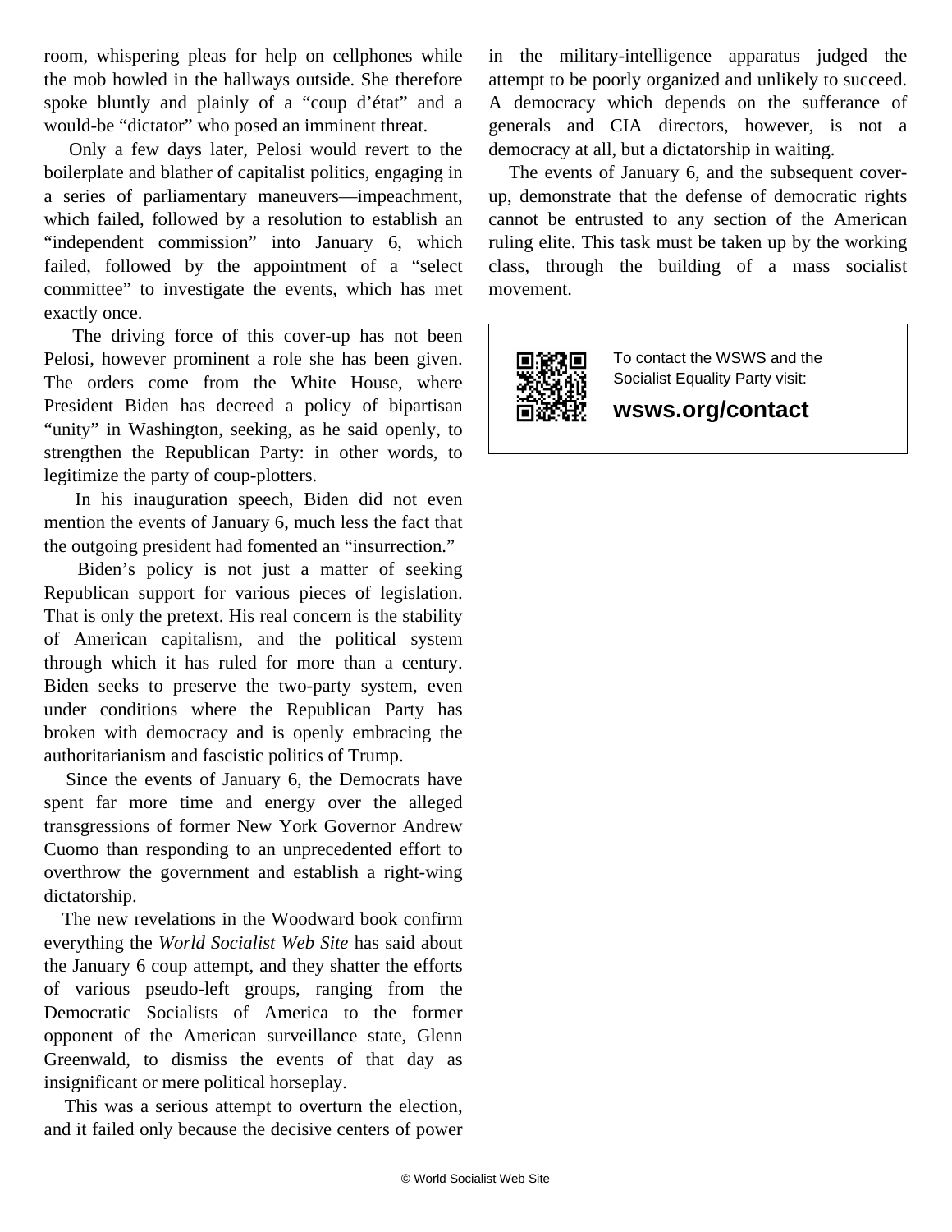room, whispering pleas for help on cellphones while the mob howled in the hallways outside. She therefore spoke bluntly and plainly of a "coup d'état" and a would-be "dictator" who posed an imminent threat.

Only a few days later, Pelosi would revert to the boilerplate and blather of capitalist politics, engaging in a series of parliamentary maneuvers—impeachment, which failed, followed by a resolution to establish an "independent commission" into January 6, which failed, followed by the appointment of a "select committee" to investigate the events, which has met exactly once.

The driving force of this cover-up has not been Pelosi, however prominent a role she has been given. The orders come from the White House, where President Biden has decreed a policy of bipartisan "unity" in Washington, seeking, as he said openly, to strengthen the Republican Party: in other words, to legitimize the party of coup-plotters.

In his inauguration speech, Biden did not even mention the events of January 6, much less the fact that the outgoing president had fomented an "insurrection."

Biden's policy is not just a matter of seeking Republican support for various pieces of legislation. That is only the pretext. His real concern is the stability of American capitalism, and the political system through which it has ruled for more than a century. Biden seeks to preserve the two-party system, even under conditions where the Republican Party has broken with democracy and is openly embracing the authoritarianism and fascistic politics of Trump.

Since the events of January 6, the Democrats have spent far more time and energy over the alleged transgressions of former New York Governor Andrew Cuomo than responding to an unprecedented effort to overthrow the government and establish a right-wing dictatorship.

The new revelations in the Woodward book confirm everything the *World Socialist Web Site* has said about the January 6 coup attempt, and they shatter the efforts of various pseudo-left groups, ranging from the Democratic Socialists of America to the former opponent of the American surveillance state, Glenn Greenwald, to dismiss the events of that day as insignificant or mere political horseplay.

This was a serious attempt to overturn the election, and it failed only because the decisive centers of power in the military-intelligence apparatus judged the attempt to be poorly organized and unlikely to succeed. A democracy which depends on the sufferance of generals and CIA directors, however, is not a democracy at all, but a dictatorship in waiting.

The events of January 6, and the subsequent cover-up, demonstrate that the defense of democratic rights cannot be entrusted to any section of the American ruling elite. This task must be taken up by the working class, through the building of a mass socialist movement.

To contact the WSWS and the Socialist Equality Party visit:

**wsws.org/contact**